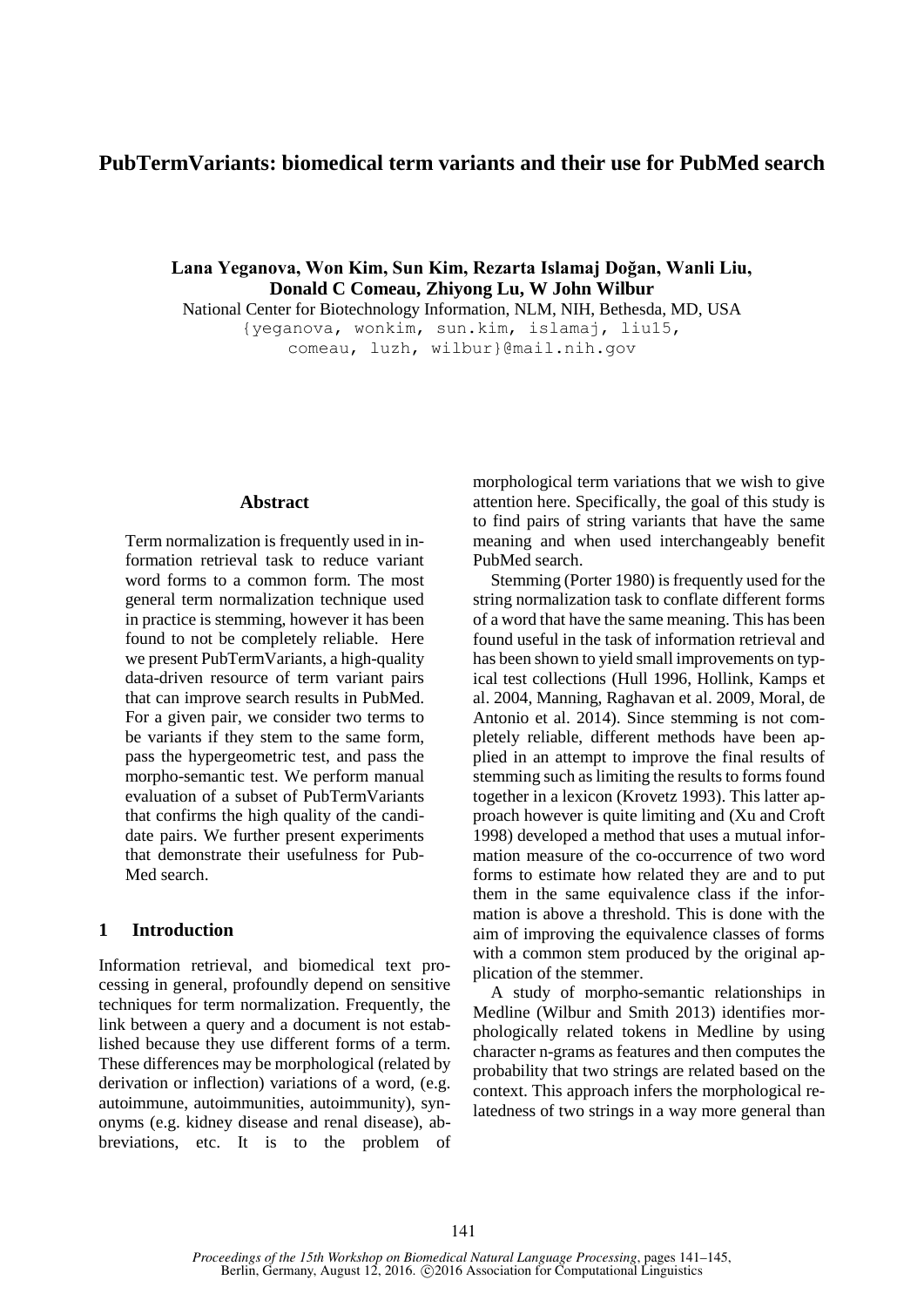# PubTermVariants: biomedical term variants and their use for PubMed search

**Lana Yeganova, Won Kim, Sun Kim, Rezarta Islamaj Doğan, Wanli Liu, Donald C Comeau, Zhiyong Lu, W John Wilbur**

National Center for Biotechnology Information, NLM, NIH, Bethesda, MD, USA

{yeganova, wonkim, sun.kim, islamaj, liu15, comeau, luzh, wilbur}@mail.nih.gov

## Abstract

Term normalization is frequently used in information retrieval task to reduce variant word forms to a common form. The most general term normalization technique used in practice is stemming, however it has been found to not be completely reliable. Here we present PubTermVariants, a high-quality data-driven resource of term variant pairs that can improve search results in PubMed. For a given pair, we consider two terms to be variants if they stem to the same form, pass the hypergeometric test, and pass the morpho-semantic test. We perform manual evaluation of a subset of PubTermVariants that confirms the high quality of the candidate pairs. We further present experiments that demonstrate their usefulness for PubMed search.

## 1 Introduction

Information retrieval, and biomedical text processing in general, profoundly depend on sensitive techniques for term normalization. Frequently, the link between a query and a document is not established because they use different forms of a term. These differences may be morphological (related by derivation or inflection) variations of a word, (e.g. autoimmune, autoimmunities, autoimmunity), synonyms (e.g. kidney disease and renal disease), abbreviations, etc. It is to the problem of morphological term variations that we wish to give attention here. Specifically, the goal of this study is to find pairs of string variants that have the same meaning and when used interchangeably benefit PubMed search.

Stemming (Porter 1980) is frequently used for the string normalization task to conflate different forms of a word that have the same meaning. This has been found useful in the task of information retrieval and has been shown to yield small improvements on typical test collections (Hull 1996, Hollink, Kamps et al. 2004, Manning, Raghavan et al. 2009, Moral, de Antonio et al. 2014). Since stemming is not completely reliable, different methods have been applied in an attempt to improve the final results of stemming such as limiting the results to forms found together in a lexicon (Krovetz 1993). This latter approach however is quite limiting and (Xu and Croft 1998) developed a method that uses a mutual information measure of the co-occurrence of two word forms to estimate how related they are and to put them in the same equivalence class if the information is above a threshold. This is done with the aim of improving the equivalence classes of forms with a common stem produced by the original application of the stemmer.

A study of morpho-semantic relationships in Medline (Wilbur and Smith 2013) identifies morphologically related tokens in Medline by using character n-grams as features and then computes the probability that two strings are related based on the context. This approach infers the morphological relatedness of two strings in a way more general than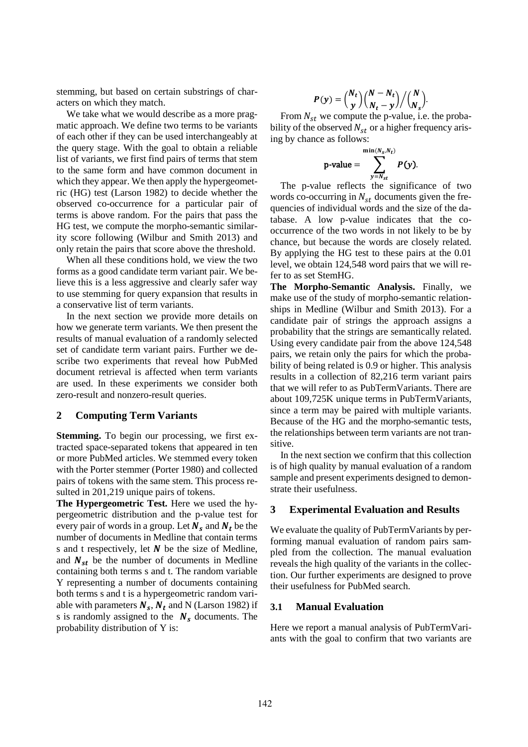stemming, but based on certain substrings of characters on which they match.

We take what we would describe as a more pragmatic approach. We define two terms to be variants of each other if they can be used interchangeably at the query stage. With the goal to obtain a reliable list of variants, we first find pairs of terms that stem to the same form and have common document in which they appear. We then apply the hypergeometric (HG) test (Larson 1982) to decide whether the observed co-occurrence for a particular pair of terms is above random. For the pairs that pass the HG test, we compute the morpho-semantic similarity score following (Wilbur and Smith 2013) and only retain the pairs that score above the threshold.

When all these conditions hold, we view the two forms as a good candidate term variant pair. We believe this is a less aggressive and clearly safer way to use stemming for query expansion that results in a conservative list of term variants.

In the next section we provide more details on how we generate term variants. We then present the results of manual evaluation of a randomly selected set of candidate term variant pairs. Further we describe two experiments that reveal how PubMed document retrieval is affected when term variants are used. In these experiments we consider both zero-result and nonzero-result queries.

## 2 Computing Term Variants

**Stemming.** To begin our processing, we first extracted space-separated tokens that appeared in ten or more PubMed articles. We stemmed every token with the Porter stemmer (Porter 1980) and collected pairs of tokens with the same stem. This process resulted in 201,219 unique pairs of tokens.

**The Hypergeometric Test.** Here we used the hypergeometric distribution and the p-value test for every pair of words in a group. Let $\boldsymbol{N_s}$ and $\boldsymbol{N_t}$ be the number of documents in Medline that contain terms s and t respectively, let $\boldsymbol{N}$ be the size of Medline, and $\boldsymbol{N_{st}}$ be the number of documents in Medline containing both terms s and t. The random variable Y representing a number of documents containing both terms s and t is a hypergeometric random variable with parameters $\boldsymbol{N_s}$, $\boldsymbol{N_t}$ and N (Larson 1982) if s is randomly assigned to the $\boldsymbol{N_s}$ documents. The probability distribution of Y is:

$$P(y) = \binom{N_t}{y}\binom{N - N_t}{N_t - y} \Big/ \binom{N}{N_s}.$$

From $N_{st}$ we compute the p-value, i.e. the probability of the observed $N_{st}$ or a higher frequency arising by chance as follows:

$$\text{p-value} = \sum_{y=N_{st}}^{\min(N_s, N_t)} P(y).$$

The p-value reflects the significance of two words co-occurring in $N_{st}$ documents given the frequencies of individual words and the size of the database. A low p-value indicates that the co-occurrence of the two words in not likely to be by chance, but because the words are closely related. By applying the HG test to these pairs at the 0.01 level, we obtain 124,548 word pairs that we will refer to as set StemHG.

**The Morpho-Semantic Analysis.** Finally, we make use of the study of morpho-semantic relationships in Medline (Wilbur and Smith 2013). For a candidate pair of strings the approach assigns a probability that the strings are semantically related. Using every candidate pair from the above 124,548 pairs, we retain only the pairs for which the probability of being related is 0.9 or higher. This analysis results in a collection of 82,216 term variant pairs that we will refer to as PubTermVariants. There are about 109,725K unique terms in PubTermVariants, since a term may be paired with multiple variants. Because of the HG and the morpho-semantic tests, the relationships between term variants are not transitive.

In the next section we confirm that this collection is of high quality by manual evaluation of a random sample and present experiments designed to demonstrate their usefulness.

## 3 Experimental Evaluation and Results

We evaluate the quality of PubTermVariants by performing manual evaluation of random pairs sampled from the collection. The manual evaluation reveals the high quality of the variants in the collection. Our further experiments are designed to prove their usefulness for PubMed search.

### 3.1 Manual Evaluation

Here we report a manual analysis of PubTermVariants with the goal to confirm that two variants are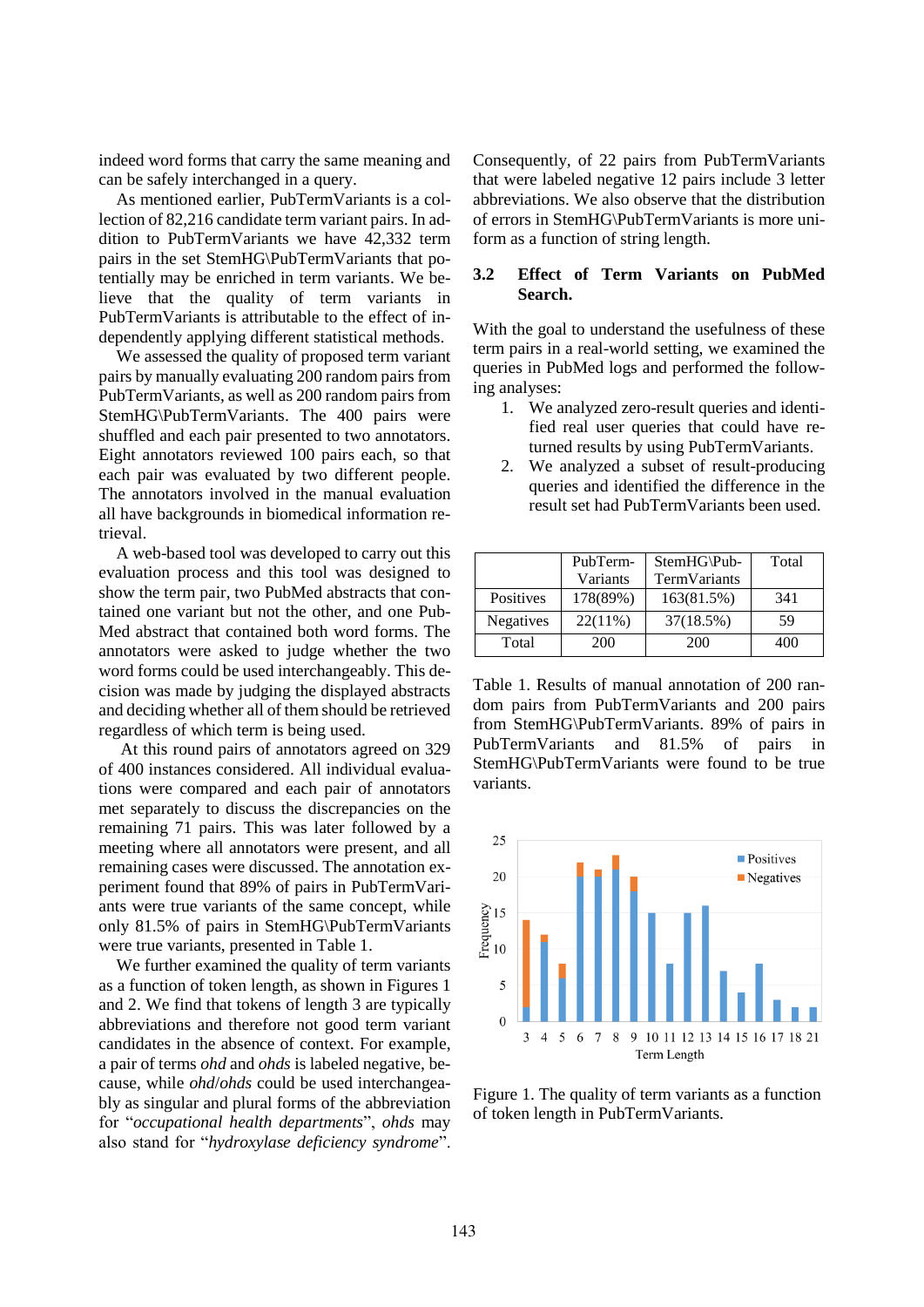indeed word forms that carry the same meaning and can be safely interchanged in a query.

As mentioned earlier, PubTermVariants is a collection of 82,216 candidate term variant pairs. In addition to PubTermVariants we have 42,332 term pairs in the set StemHG\PubTermVariants that potentially may be enriched in term variants. We believe that the quality of term variants in PubTermVariants is attributable to the effect of independently applying different statistical methods.

We assessed the quality of proposed term variant pairs by manually evaluating 200 random pairs from PubTermVariants, as well as 200 random pairs from StemHG\PubTermVariants. The 400 pairs were shuffled and each pair presented to two annotators. Eight annotators reviewed 100 pairs each, so that each pair was evaluated by two different people. The annotators involved in the manual evaluation all have backgrounds in biomedical information retrieval.

A web-based tool was developed to carry out this evaluation process and this tool was designed to show the term pair, two PubMed abstracts that contained one variant but not the other, and one PubMed abstract that contained both word forms. The annotators were asked to judge whether the two word forms could be used interchangeably. This decision was made by judging the displayed abstracts and deciding whether all of them should be retrieved regardless of which term is being used.

At this round pairs of annotators agreed on 329 of 400 instances considered. All individual evaluations were compared and each pair of annotators met separately to discuss the discrepancies on the remaining 71 pairs. This was later followed by a meeting where all annotators were present, and all remaining cases were discussed. The annotation experiment found that 89% of pairs in PubTermVariants were true variants of the same concept, while only 81.5% of pairs in StemHG\PubTermVariants were true variants, presented in Table 1.

We further examined the quality of term variants as a function of token length, as shown in Figures 1 and 2. We find that tokens of length 3 are typically abbreviations and therefore not good term variant candidates in the absence of context. For example, a pair of terms *ohd* and *ohds* is labeled negative, because, while *ohd*/*ohds* could be used interchangeably as singular and plural forms of the abbreviation for "*occupational health departments*", *ohds* may also stand for "*hydroxylase deficiency syndrome*". Consequently, of 22 pairs from PubTermVariants that were labeled negative 12 pairs include 3 letter abbreviations. We also observe that the distribution of errors in StemHG\PubTermVariants is more uniform as a function of string length.

### 3.2 Effect of Term Variants on PubMed Search.

With the goal to understand the usefulness of these term pairs in a real-world setting, we examined the queries in PubMed logs and performed the following analyses:

1. We analyzed zero-result queries and identified real user queries that could have returned results by using PubTermVariants.
2. We analyzed a subset of result-producing queries and identified the difference in the result set had PubTermVariants been used.

| | PubTerm-Variants | StemHG\PubTermVariants | Total |
|---|---|---|---|
| Positives | 178(89%) | 163(81.5%) | 341 |
| Negatives | 22(11%) | 37(18.5%) | 59 |
| Total | 200 | 200 | 400 |

Table 1. Results of manual annotation of 200 random pairs from PubTermVariants and 200 pairs from StemHG\PubTermVariants. 89% of pairs in PubTermVariants and 81.5% of pairs in StemHG\PubTermVariants were found to be true variants.

Figure 1. The quality of term variants as a function of token length in PubTermVariants.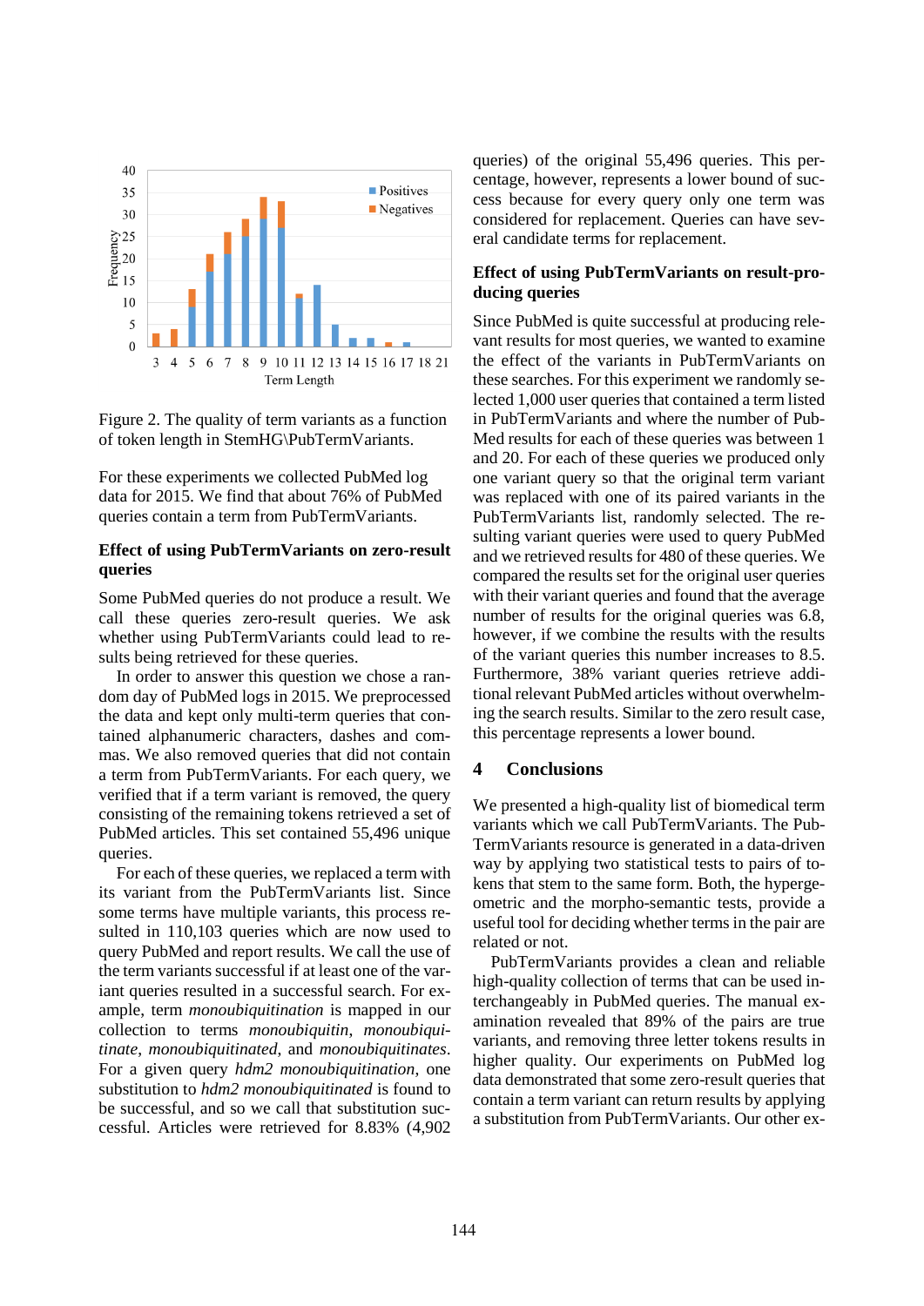Figure 2. The quality of term variants as a function of token length in StemHG\PubTermVariants.

For these experiments we collected PubMed log data for 2015. We find that about 76% of PubMed queries contain a term from PubTermVariants.

**Effect of using PubTermVariants on zero-result queries**

Some PubMed queries do not produce a result. We call these queries zero-result queries. We ask whether using PubTermVariants could lead to results being retrieved for these queries.

In order to answer this question we chose a random day of PubMed logs in 2015. We preprocessed the data and kept only multi-term queries that contained alphanumeric characters, dashes and commas. We also removed queries that did not contain a term from PubTermVariants. For each query, we verified that if a term variant is removed, the query consisting of the remaining tokens retrieved a set of PubMed articles. This set contained 55,496 unique queries.

For each of these queries, we replaced a term with its variant from the PubTermVariants list. Since some terms have multiple variants, this process resulted in 110,103 queries which are now used to query PubMed and report results. We call the use of the term variants successful if at least one of the variant queries resulted in a successful search. For example, term *monoubiquitination* is mapped in our collection to terms *monoubiquitin*, *monoubiquitinate*, *monoubiquitinated*, and *monoubiquitinates*. For a given query *hdm2 monoubiquitination*, one substitution to *hdm2 monoubiquitinated* is found to be successful, and so we call that substitution successful. Articles were retrieved for 8.83% (4,902 queries) of the original 55,496 queries. This percentage, however, represents a lower bound of success because for every query only one term was considered for replacement. Queries can have several candidate terms for replacement.

**Effect of using PubTermVariants on result-producing queries**

Since PubMed is quite successful at producing relevant results for most queries, we wanted to examine the effect of the variants in PubTermVariants on these searches. For this experiment we randomly selected 1,000 user queries that contained a term listed in PubTermVariants and where the number of PubMed results for each of these queries was between 1 and 20. For each of these queries we produced only one variant query so that the original term variant was replaced with one of its paired variants in the PubTermVariants list, randomly selected. The resulting variant queries were used to query PubMed and we retrieved results for 480 of these queries. We compared the results set for the original user queries with their variant queries and found that the average number of results for the original queries was 6.8, however, if we combine the results with the results of the variant queries this number increases to 8.5. Furthermore, 38% variant queries retrieve additional relevant PubMed articles without overwhelming the search results. Similar to the zero result case, this percentage represents a lower bound.

## 4 Conclusions

We presented a high-quality list of biomedical term variants which we call PubTermVariants. The PubTermVariants resource is generated in a data-driven way by applying two statistical tests to pairs of tokens that stem to the same form. Both, the hypergeometric and the morpho-semantic tests, provide a useful tool for deciding whether terms in the pair are related or not.

PubTermVariants provides a clean and reliable high-quality collection of terms that can be used interchangeably in PubMed queries. The manual examination revealed that 89% of the pairs are true variants, and removing three letter tokens results in higher quality. Our experiments on PubMed log data demonstrated that some zero-result queries that contain a term variant can return results by applying a substitution from PubTermVariants. Our other ex-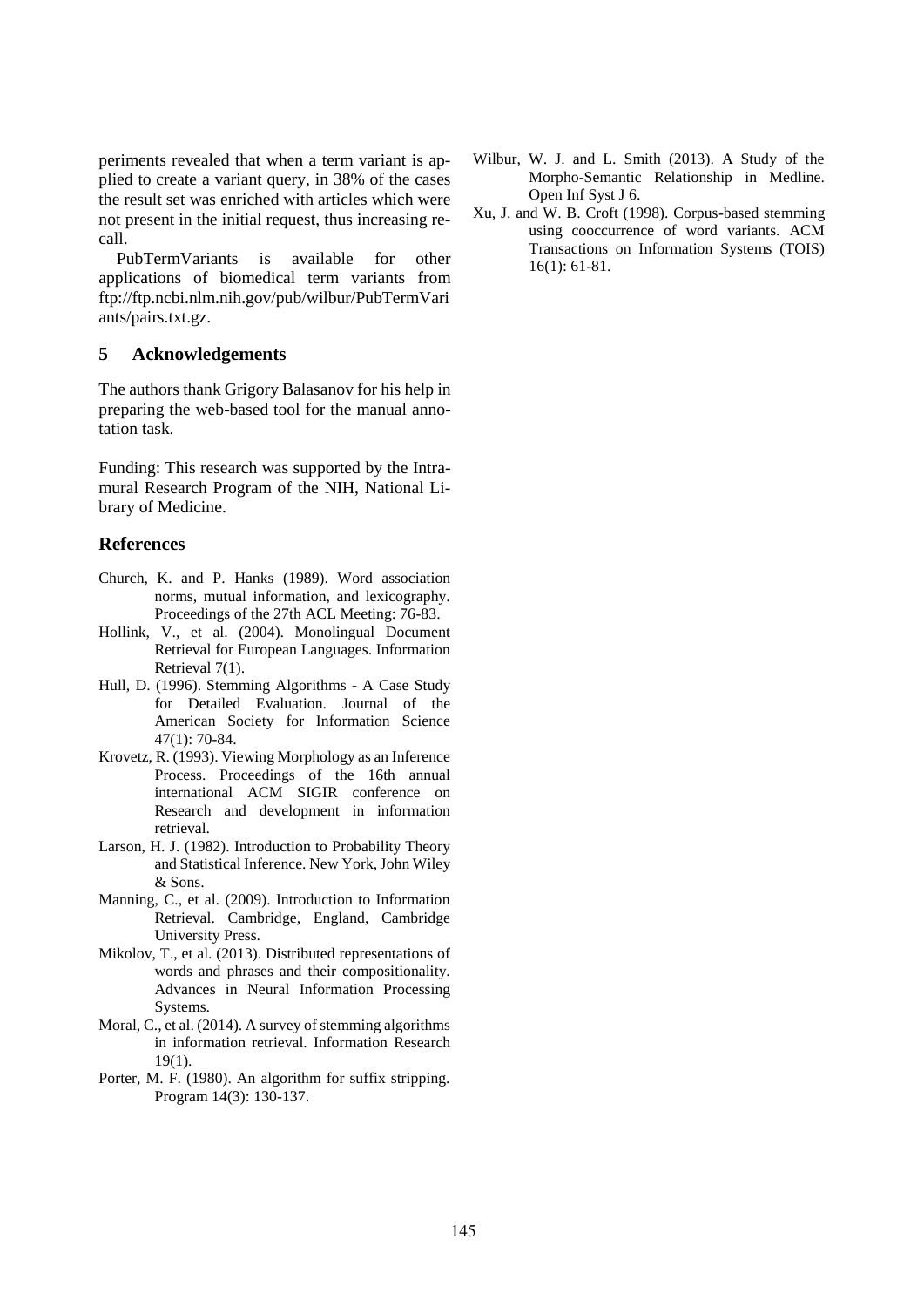periments revealed that when a term variant is applied to create a variant query, in 38% of the cases the result set was enriched with articles which were not present in the initial request, thus increasing recall.

PubTermVariants is available for other applications of biomedical term variants from ftp://ftp.ncbi.nlm.nih.gov/pub/wilbur/PubTermVariants/pairs.txt.gz.

## 5 Acknowledgements

The authors thank Grigory Balasanov for his help in preparing the web-based tool for the manual annotation task.

Funding: This research was supported by the Intramural Research Program of the NIH, National Library of Medicine.

## References

Church, K. and P. Hanks (1989). Word association norms, mutual information, and lexicography. Proceedings of the 27th ACL Meeting: 76-83.

Hollink, V., et al. (2004). Monolingual Document Retrieval for European Languages. Information Retrieval 7(1).

Hull, D. (1996). Stemming Algorithms - A Case Study for Detailed Evaluation. Journal of the American Society for Information Science 47(1): 70-84.

Krovetz, R. (1993). Viewing Morphology as an Inference Process. Proceedings of the 16th annual international ACM SIGIR conference on Research and development in information retrieval.

Larson, H. J. (1982). Introduction to Probability Theory and Statistical Inference. New York, John Wiley & Sons.

Manning, C., et al. (2009). Introduction to Information Retrieval. Cambridge, England, Cambridge University Press.

Mikolov, T., et al. (2013). Distributed representations of words and phrases and their compositionality. Advances in Neural Information Processing Systems.

Moral, C., et al. (2014). A survey of stemming algorithms in information retrieval. Information Research 19(1).

Porter, M. F. (1980). An algorithm for suffix stripping. Program 14(3): 130-137.

Wilbur, W. J. and L. Smith (2013). A Study of the Morpho-Semantic Relationship in Medline. Open Inf Syst J 6.

Xu, J. and W. B. Croft (1998). Corpus-based stemming using cooccurrence of word variants. ACM Transactions on Information Systems (TOIS) 16(1): 61-81.